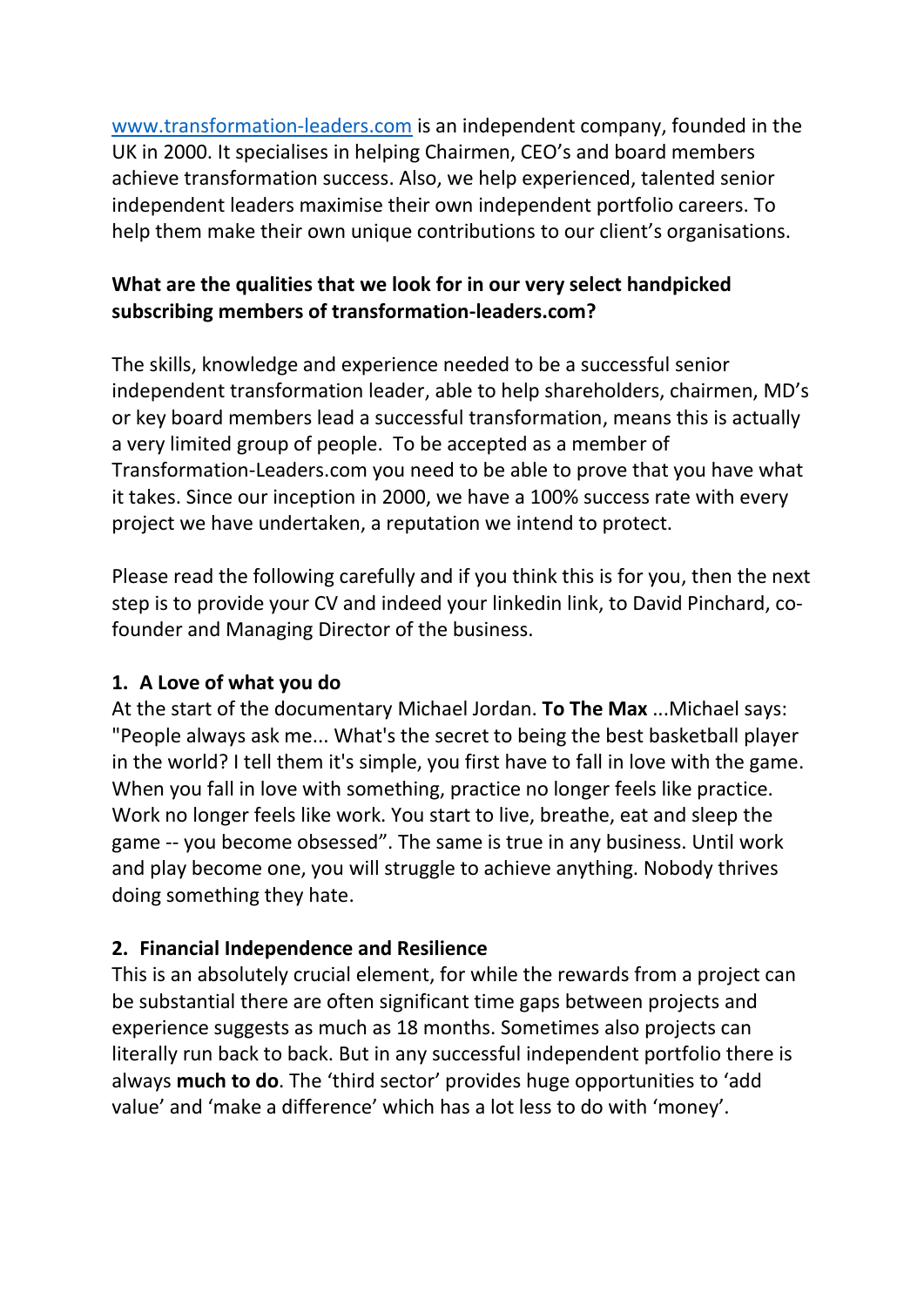[www.transformation-leaders.com](http://www.transformation-leaders.com) is an independent company, founded in the UK in 2000. It specialises in helping Chairmen, CEO's and board members achieve transformation success. Also, we help experienced, talented senior independent leaders maximise their own independent portfolio careers. To help them make their own unique contributions to our client's organisations.

**What are the qualities that we look for in our very select handpicked subscribing members of transformation-leaders.com?**

The skills, knowledge and experience needed to be a successful senior independent transformation leader, able to help shareholders, chairmen, MD's or key board members lead a successful transformation, means this is actually a very limited group of people. To be accepted as a member of Transformation-Leaders.com you need to be able to prove that you have what it takes. Since our inception in 2000, we have a 100% success rate with every project we have undertaken, a reputation we intend to protect.

Please read the following carefully and if you think this is for you, then the next step is to provide your CV and indeed your linkedin link, to David Pinchard, co-founder and Managing Director of the business.

**1. A Love of what you do**

At the start of the documentary Michael Jordan. **To The Max** ...Michael says: "People always ask me... What's the secret to being the best basketball player in the world? I tell them it's simple, you first have to fall in love with the game. When you fall in love with something, practice no longer feels like practice. Work no longer feels like work. You start to live, breathe, eat and sleep the game -- you become obsessed". The same is true in any business. Until work and play become one, you will struggle to achieve anything. Nobody thrives doing something they hate.

**2. Financial Independence and Resilience**

This is an absolutely crucial element, for while the rewards from a project can be substantial there are often significant time gaps between projects and experience suggests as much as 18 months. Sometimes also projects can literally run back to back. But in any successful independent portfolio there is always **much to do**. The 'third sector' provides huge opportunities to 'add value' and 'make a difference' which has a lot less to do with 'money'.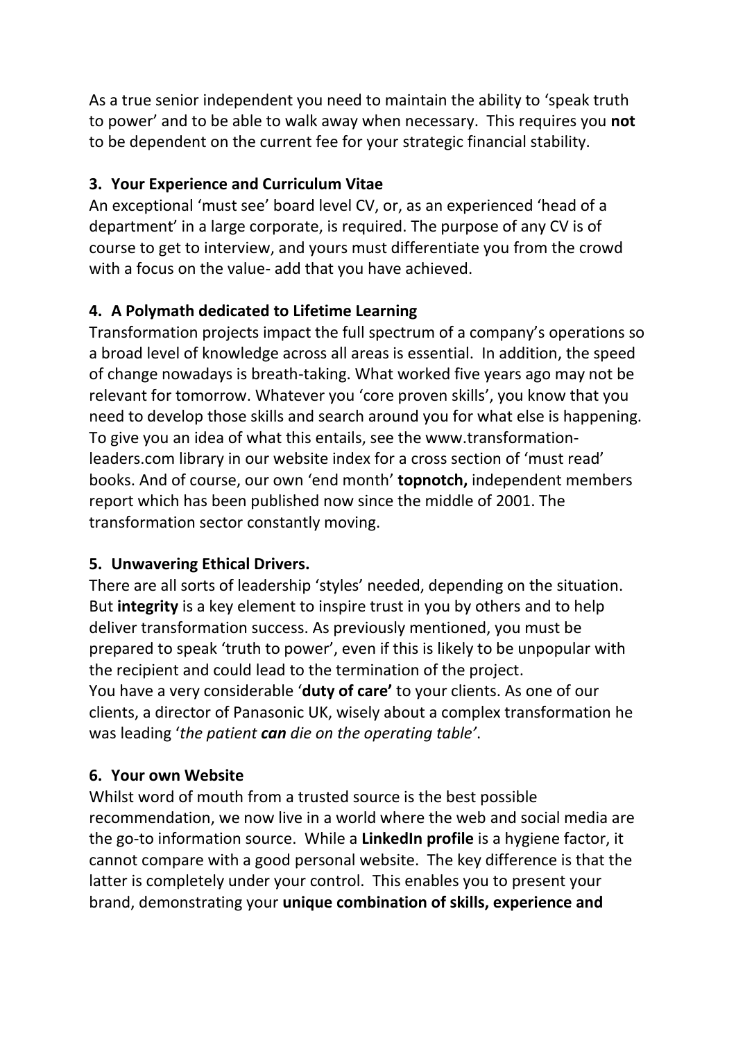As a true senior independent you need to maintain the ability to 'speak truth to power' and to be able to walk away when necessary. This requires you **not** to be dependent on the current fee for your strategic financial stability.

### 3. Your Experience and Curriculum Vitae

An exceptional 'must see' board level CV, or, as an experienced 'head of a department' in a large corporate, is required. The purpose of any CV is of course to get to interview, and yours must differentiate you from the crowd with a focus on the value- add that you have achieved.

### 4. A Polymath dedicated to Lifetime Learning

Transformation projects impact the full spectrum of a company's operations so a broad level of knowledge across all areas is essential. In addition, the speed of change nowadays is breath-taking. What worked five years ago may not be relevant for tomorrow. Whatever you 'core proven skills', you know that you need to develop those skills and search around you for what else is happening. To give you an idea of what this entails, see the www.transformation-leaders.com library in our website index for a cross section of 'must read' books. And of course, our own 'end month' **topnotch,** independent members report which has been published now since the middle of 2001. The transformation sector constantly moving.

### 5. Unwavering Ethical Drivers.

There are all sorts of leadership 'styles' needed, depending on the situation. But **integrity** is a key element to inspire trust in you by others and to help deliver transformation success. As previously mentioned, you must be prepared to speak 'truth to power', even if this is likely to be unpopular with the recipient and could lead to the termination of the project.
You have a very considerable '**duty of care'** to your clients. As one of our clients, a director of Panasonic UK, wisely about a complex transformation he was leading '*the patient **can** die on the operating table'*.

### 6. Your own Website

Whilst word of mouth from a trusted source is the best possible recommendation, we now live in a world where the web and social media are the go-to information source. While a **LinkedIn profile** is a hygiene factor, it cannot compare with a good personal website. The key difference is that the latter is completely under your control. This enables you to present your brand, demonstrating your **unique combination of skills, experience and**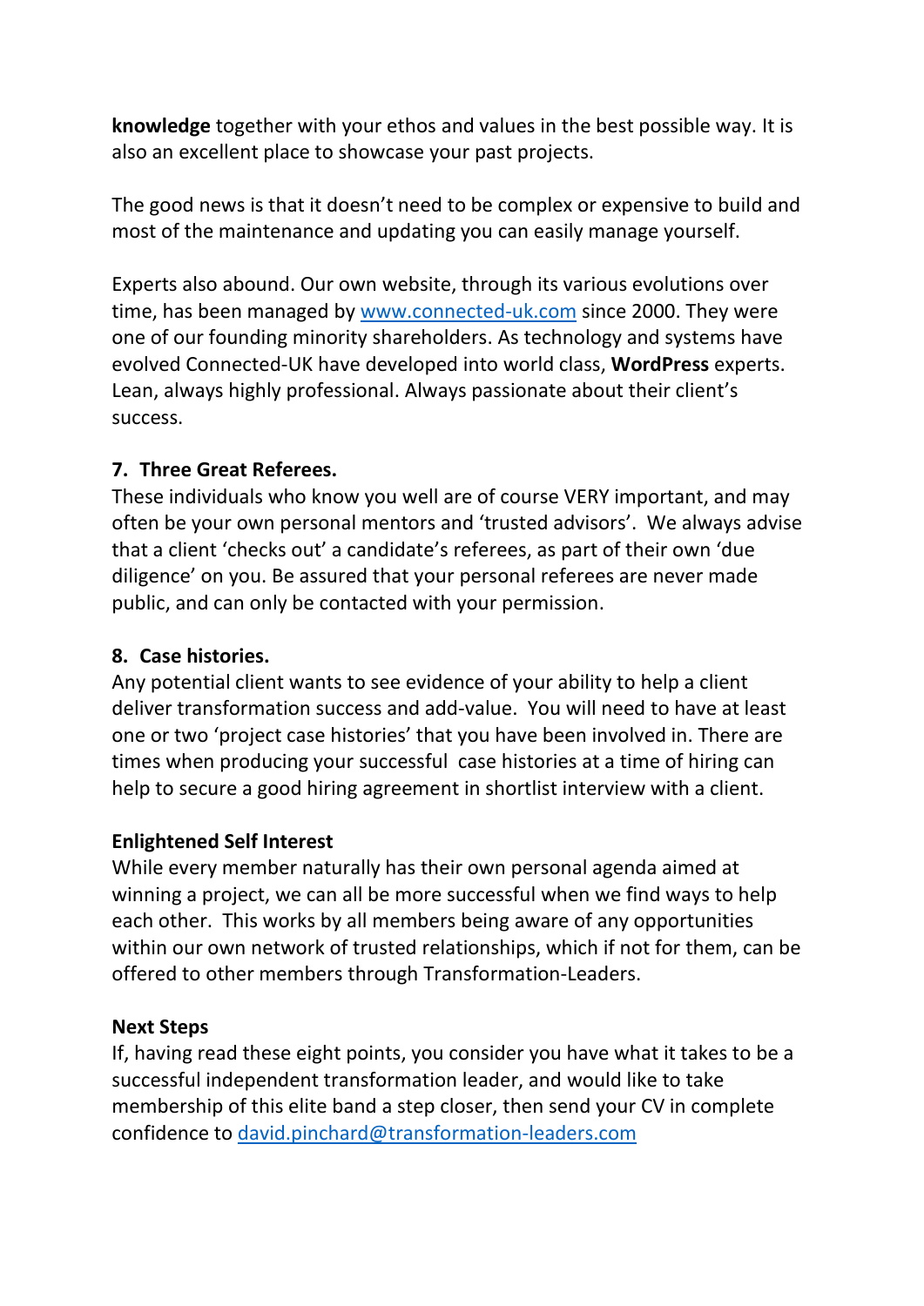**knowledge** together with your ethos and values in the best possible way. It is also an excellent place to showcase your past projects.

The good news is that it doesn't need to be complex or expensive to build and most of the maintenance and updating you can easily manage yourself.

Experts also abound. Our own website, through its various evolutions over time, has been managed by www.connected-uk.com since 2000. They were one of our founding minority shareholders. As technology and systems have evolved Connected-UK have developed into world class, **WordPress** experts. Lean, always highly professional. Always passionate about their client's success.

**7. Three Great Referees.**

These individuals who know you well are of course VERY important, and may often be your own personal mentors and 'trusted advisors'. We always advise that a client 'checks out' a candidate's referees, as part of their own 'due diligence' on you. Be assured that your personal referees are never made public, and can only be contacted with your permission.

**8. Case histories.**

Any potential client wants to see evidence of your ability to help a client deliver transformation success and add-value. You will need to have at least one or two 'project case histories' that you have been involved in. There are times when producing your successful case histories at a time of hiring can help to secure a good hiring agreement in shortlist interview with a client.

**Enlightened Self Interest**

While every member naturally has their own personal agenda aimed at winning a project, we can all be more successful when we find ways to help each other. This works by all members being aware of any opportunities within our own network of trusted relationships, which if not for them, can be offered to other members through Transformation-Leaders.

**Next Steps**

If, having read these eight points, you consider you have what it takes to be a successful independent transformation leader, and would like to take membership of this elite band a step closer, then send your CV in complete confidence to david.pinchard@transformation-leaders.com